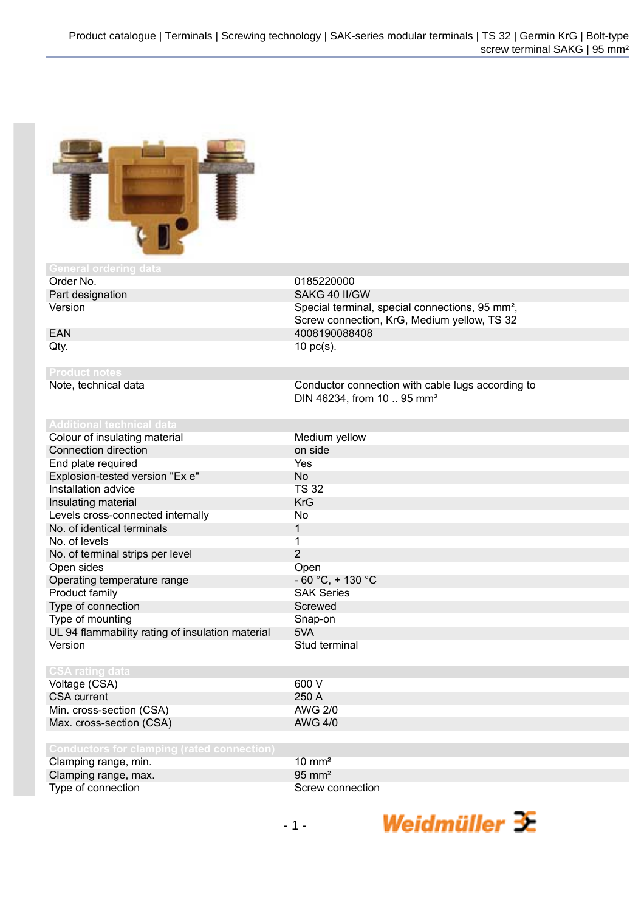## General ordering data

| | |
|---|---|
| Order No. | 0185220000 |
| Part designation | SAKG 40 II/GW |
| Version | Special terminal, special connections, 95 mm², Screw connection, KrG, Medium yellow, TS 32 |
| EAN | 4008190088408 |
| Qty. | 10 pc(s). |

## Product notes

| | |
|---|---|
| Note, technical data | Conductor connection with cable lugs according to DIN 46234, from 10 .. 95 mm² |

## Additional technical data

| | |
|---|---|
| Colour of insulating material | Medium yellow |
| Connection direction | on side |
| End plate required | Yes |
| Explosion-tested version "Ex e" | No |
| Installation advice | TS 32 |
| Insulating material | KrG |
| Levels cross-connected internally | No |
| No. of identical terminals | 1 |
| No. of levels | 1 |
| No. of terminal strips per level | 2 |
| Open sides | Open |
| Operating temperature range | - 60 °C, + 130 °C |
| Product family | SAK Series |
| Type of connection | Screwed |
| Type of mounting | Snap-on |
| UL 94 flammability rating of insulation material | 5VA |
| Version | Stud terminal |

## CSA rating data

| | |
|---|---|
| Voltage (CSA) | 600 V |
| CSA current | 250 A |
| Min. cross-section (CSA) | AWG 2/0 |
| Max. cross-section (CSA) | AWG 4/0 |

## Conductors for clamping (rated connection)

| | |
|---|---|
| Clamping range, min. | 10 mm² |
| Clamping range, max. | 95 mm² |
| Type of connection | Screw connection |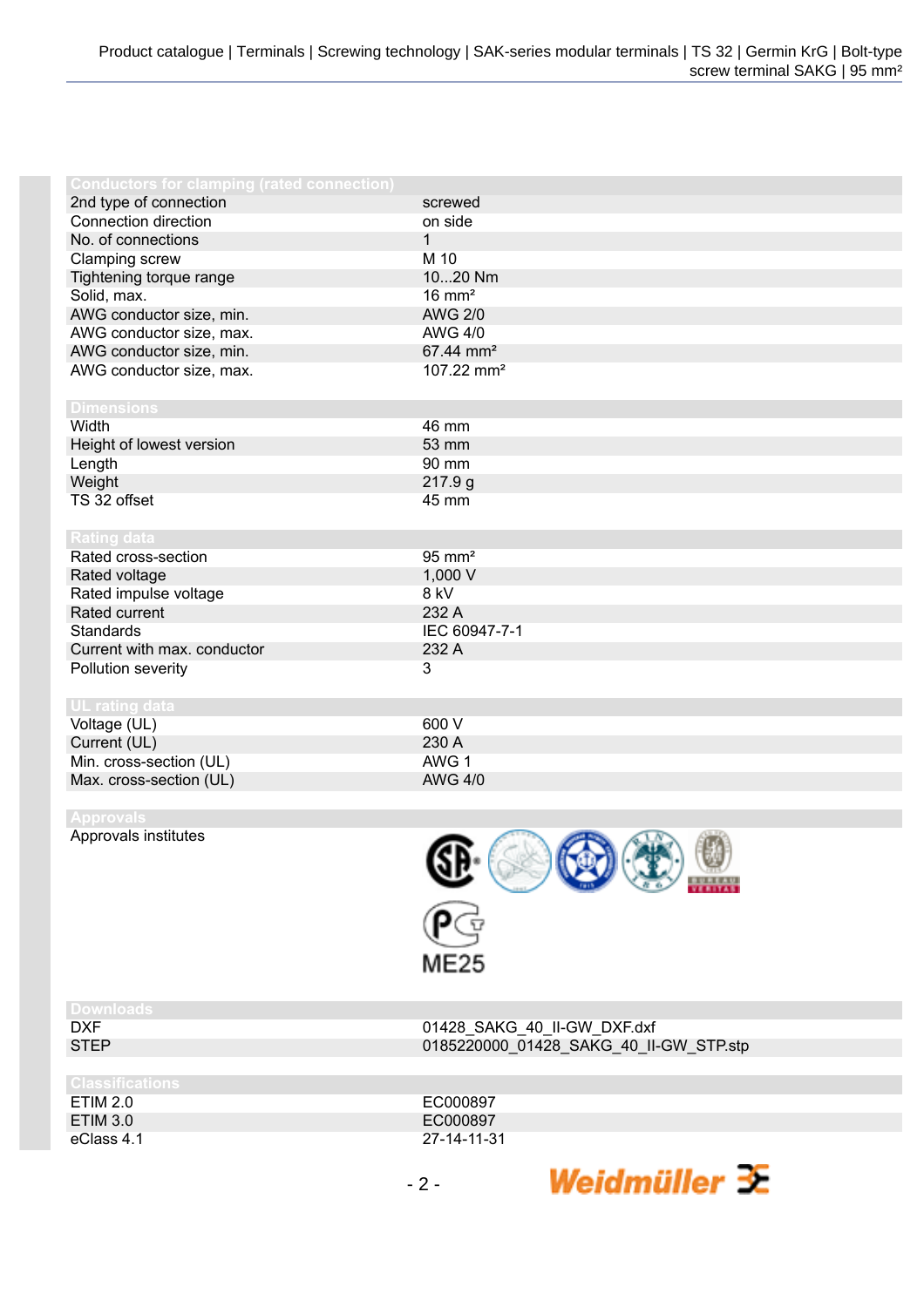## Conductors for clamping (rated connection)

| | |
|---|---|
| 2nd type of connection | screwed |
| Connection direction | on side |
| No. of connections | 1 |
| Clamping screw | M 10 |
| Tightening torque range | 10...20 Nm |
| Solid, max. | 16 mm² |
| AWG conductor size, min. | AWG 2/0 |
| AWG conductor size, max. | AWG 4/0 |
| AWG conductor size, min. | 67.44 mm² |
| AWG conductor size, max. | 107.22 mm² |

## Dimensions

| | |
|---|---|
| Width | 46 mm |
| Height of lowest version | 53 mm |
| Length | 90 mm |
| Weight | 217.9 g |
| TS 32 offset | 45 mm |

## Rating data

| | |
|---|---|
| Rated cross-section | 95 mm² |
| Rated voltage | 1,000 V |
| Rated impulse voltage | 8 kV |
| Rated current | 232 A |
| Standards | IEC 60947-7-1 |
| Current with max. conductor | 232 A |
| Pollution severity | 3 |

## UL rating data

| | |
|---|---|
| Voltage (UL) | 600 V |
| Current (UL) | 230 A |
| Min. cross-section (UL) | AWG 1 |
| Max. cross-section (UL) | AWG 4/0 |

## Approvals

| | |
|---|---|
| Approvals institutes | ME25 |

## Downloads

| | |
|---|---|
| DXF | 01428_SAKG_40_II-GW_DXF.dxf |
| STEP | 0185220000_01428_SAKG_40_II-GW_STP.stp |

## Classifications

| | |
|---|---|
| ETIM 2.0 | EC000897 |
| ETIM 3.0 | EC000897 |
| eClass 4.1 | 27-14-11-31 |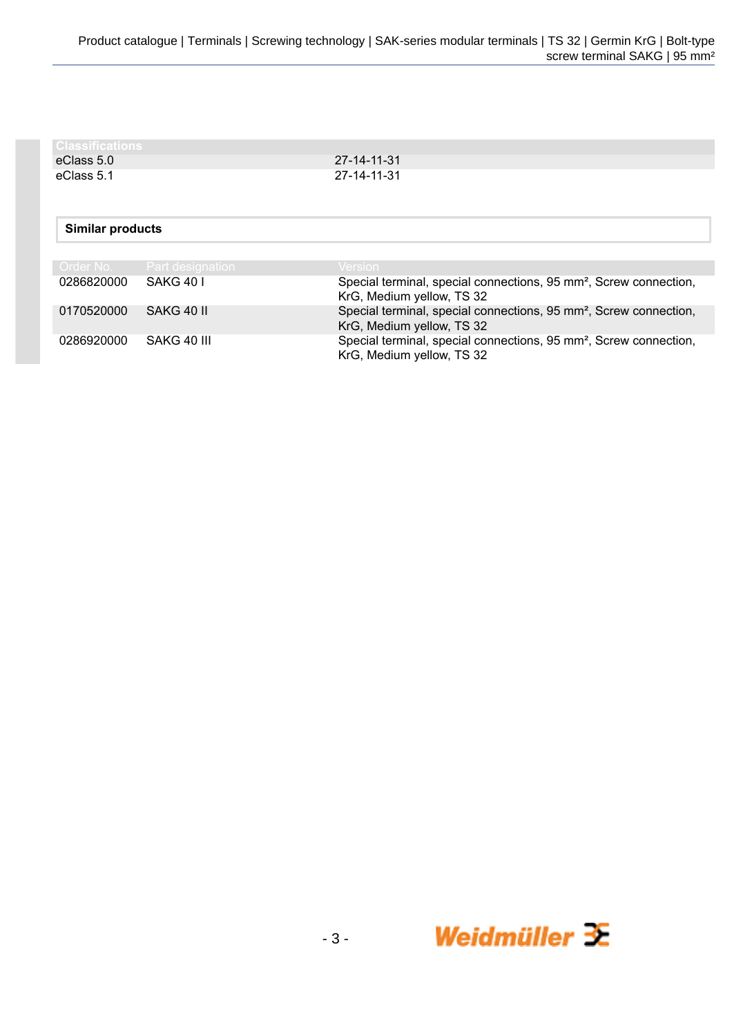## Classifications

| Classifications | |
|---|---|
| eClass 5.0 | 27-14-11-31 |
| eClass 5.1 | 27-14-11-31 |

## Similar products

| Order No. | Part designation | Version |
|---|---|---|
| 0286820000 | SAKG 40 I | Special terminal, special connections, 95 mm², Screw connection, KrG, Medium yellow, TS 32 |
| 0170520000 | SAKG 40 II | Special terminal, special connections, 95 mm², Screw connection, KrG, Medium yellow, TS 32 |
| 0286920000 | SAKG 40 III | Special terminal, special connections, 95 mm², Screw connection, KrG, Medium yellow, TS 32 |